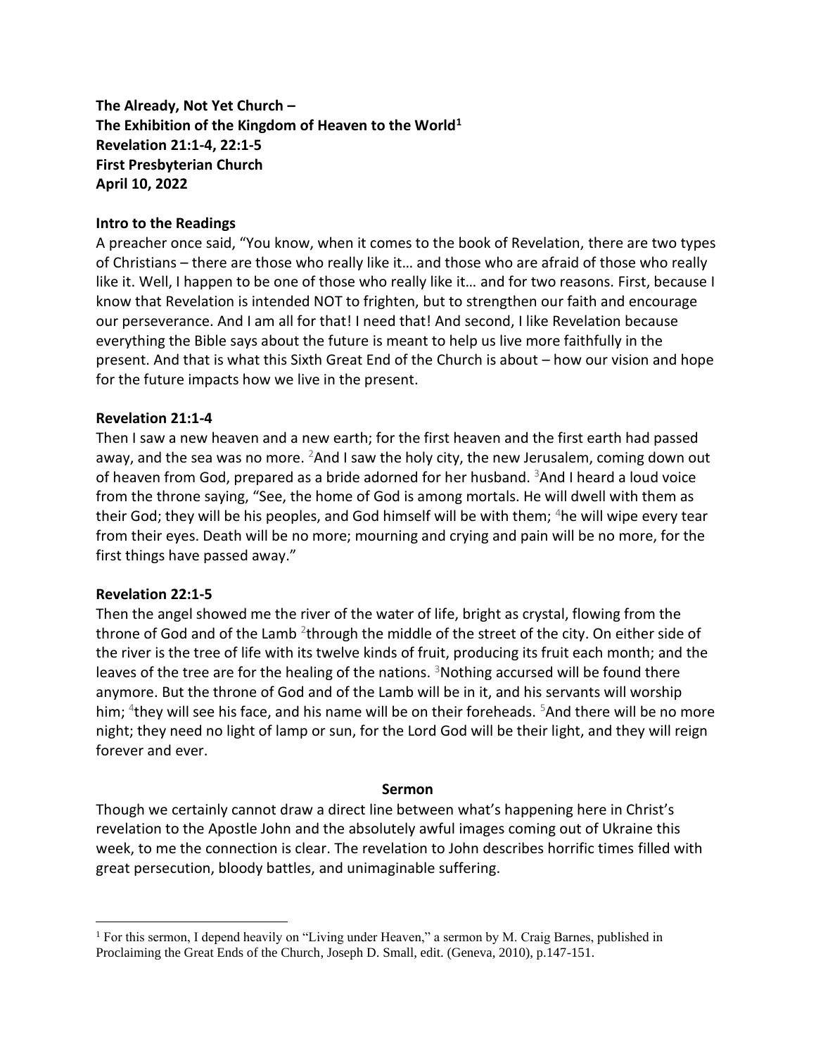**The Already, Not Yet Church –**
**The Exhibition of the Kingdom of Heaven to the World**[1]
**Revelation 21:1-4, 22:1-5**
**First Presbyterian Church**
**April 10, 2022**

## Intro to the Readings

A preacher once said, "You know, when it comes to the book of Revelation, there are two types of Christians – there are those who really like it… and those who are afraid of those who really like it. Well, I happen to be one of those who really like it… and for two reasons. First, because I know that Revelation is intended NOT to frighten, but to strengthen our faith and encourage our perseverance. And I am all for that! I need that! And second, I like Revelation because everything the Bible says about the future is meant to help us live more faithfully in the present. And that is what this Sixth Great End of the Church is about – how our vision and hope for the future impacts how we live in the present.

## Revelation 21:1-4

Then I saw a new heaven and a new earth; for the first heaven and the first earth had passed away, and the sea was no more. [2]And I saw the holy city, the new Jerusalem, coming down out of heaven from God, prepared as a bride adorned for her husband. [3]And I heard a loud voice from the throne saying, "See, the home of God is among mortals. He will dwell with them as their God; they will be his peoples, and God himself will be with them; [4]he will wipe every tear from their eyes. Death will be no more; mourning and crying and pain will be no more, for the first things have passed away."

## Revelation 22:1-5

Then the angel showed me the river of the water of life, bright as crystal, flowing from the throne of God and of the Lamb [2]through the middle of the street of the city. On either side of the river is the tree of life with its twelve kinds of fruit, producing its fruit each month; and the leaves of the tree are for the healing of the nations. [3]Nothing accursed will be found there anymore. But the throne of God and of the Lamb will be in it, and his servants will worship him; [4]they will see his face, and his name will be on their foreheads. [5]And there will be no more night; they need no light of lamp or sun, for the Lord God will be their light, and they will reign forever and ever.

## Sermon

Though we certainly cannot draw a direct line between what's happening here in Christ's revelation to the Apostle John and the absolutely awful images coming out of Ukraine this week, to me the connection is clear. The revelation to John describes horrific times filled with great persecution, bloody battles, and unimaginable suffering.

---

[1] For this sermon, I depend heavily on "Living under Heaven," a sermon by M. Craig Barnes, published in Proclaiming the Great Ends of the Church, Joseph D. Small, edit. (Geneva, 2010), p.147-151.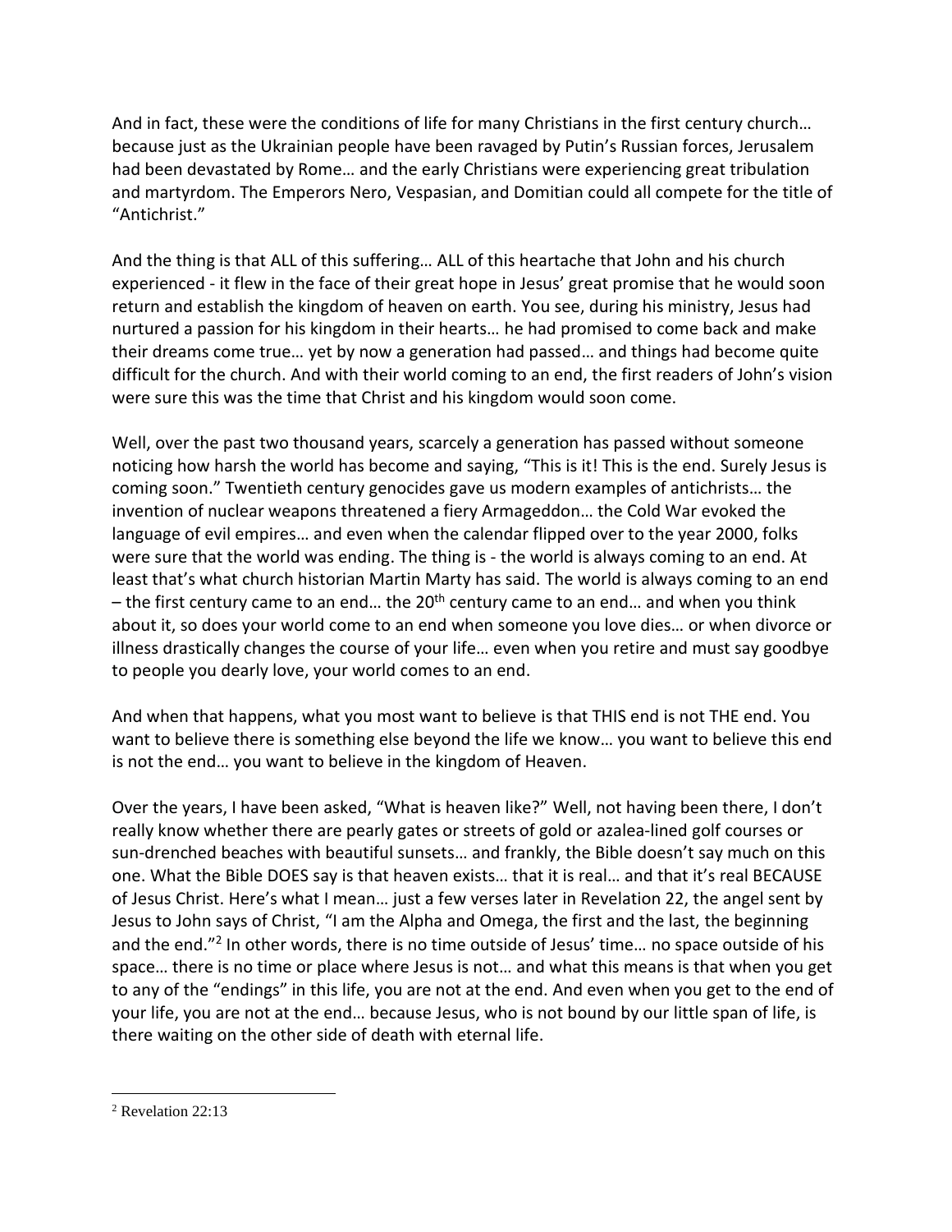And in fact, these were the conditions of life for many Christians in the first century church… because just as the Ukrainian people have been ravaged by Putin's Russian forces, Jerusalem had been devastated by Rome… and the early Christians were experiencing great tribulation and martyrdom. The Emperors Nero, Vespasian, and Domitian could all compete for the title of "Antichrist."

And the thing is that ALL of this suffering… ALL of this heartache that John and his church experienced - it flew in the face of their great hope in Jesus' great promise that he would soon return and establish the kingdom of heaven on earth. You see, during his ministry, Jesus had nurtured a passion for his kingdom in their hearts… he had promised to come back and make their dreams come true… yet by now a generation had passed… and things had become quite difficult for the church. And with their world coming to an end, the first readers of John's vision were sure this was the time that Christ and his kingdom would soon come.

Well, over the past two thousand years, scarcely a generation has passed without someone noticing how harsh the world has become and saying, "This is it! This is the end. Surely Jesus is coming soon." Twentieth century genocides gave us modern examples of antichrists… the invention of nuclear weapons threatened a fiery Armageddon… the Cold War evoked the language of evil empires… and even when the calendar flipped over to the year 2000, folks were sure that the world was ending. The thing is - the world is always coming to an end. At least that's what church historian Martin Marty has said. The world is always coming to an end – the first century came to an end… the 20th century came to an end… and when you think about it, so does your world come to an end when someone you love dies… or when divorce or illness drastically changes the course of your life… even when you retire and must say goodbye to people you dearly love, your world comes to an end.

And when that happens, what you most want to believe is that THIS end is not THE end. You want to believe there is something else beyond the life we know… you want to believe this end is not the end… you want to believe in the kingdom of Heaven.

Over the years, I have been asked, "What is heaven like?" Well, not having been there, I don't really know whether there are pearly gates or streets of gold or azalea-lined golf courses or sun-drenched beaches with beautiful sunsets… and frankly, the Bible doesn't say much on this one. What the Bible DOES say is that heaven exists… that it is real… and that it's real BECAUSE of Jesus Christ. Here's what I mean… just a few verses later in Revelation 22, the angel sent by Jesus to John says of Christ, "I am the Alpha and Omega, the first and the last, the beginning and the end."[2] In other words, there is no time outside of Jesus' time… no space outside of his space… there is no time or place where Jesus is not… and what this means is that when you get to any of the "endings" in this life, you are not at the end. And even when you get to the end of your life, you are not at the end… because Jesus, who is not bound by our little span of life, is there waiting on the other side of death with eternal life.

---

[2] Revelation 22:13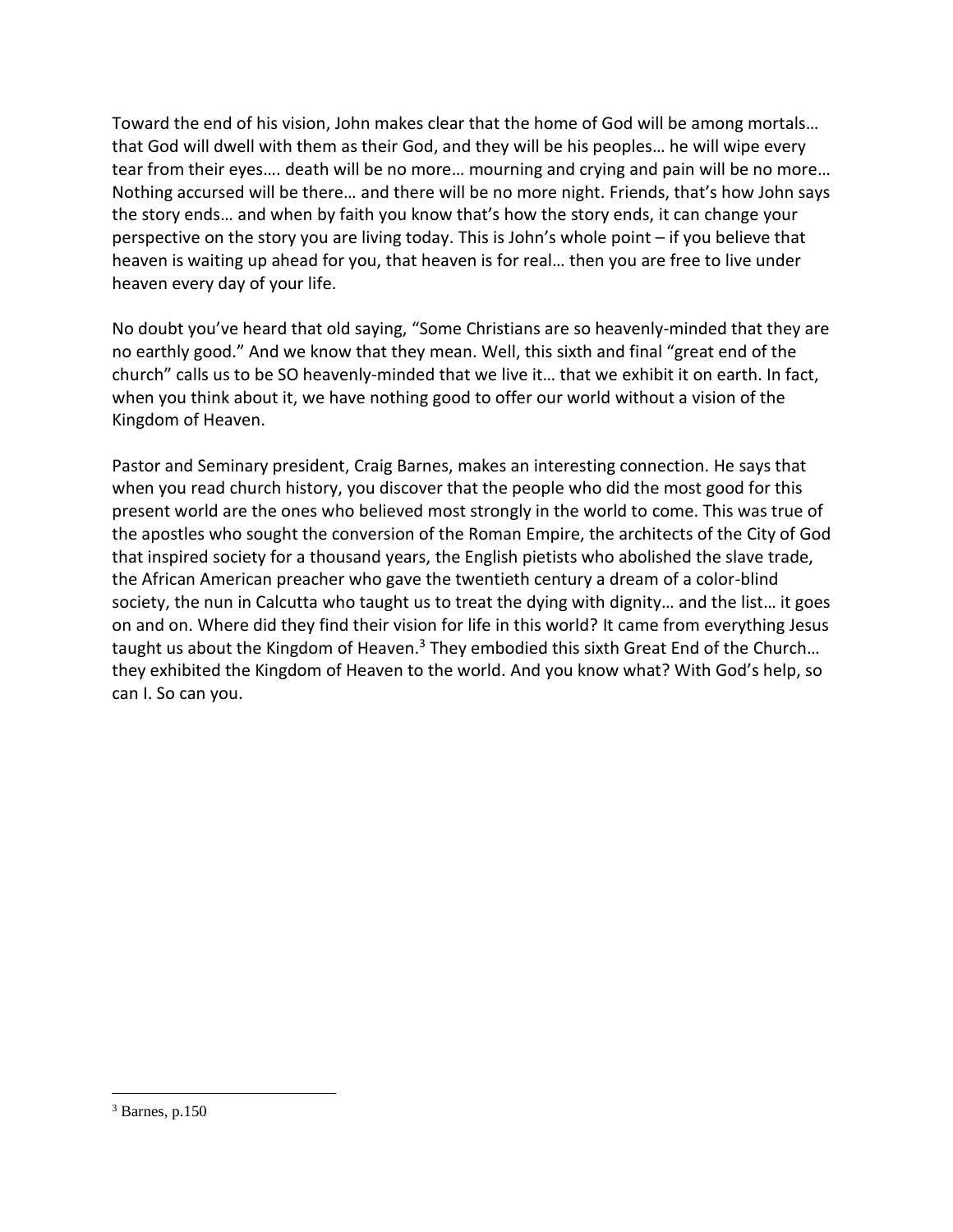Toward the end of his vision, John makes clear that the home of God will be among mortals… that God will dwell with them as their God, and they will be his peoples… he will wipe every tear from their eyes…. death will be no more… mourning and crying and pain will be no more… Nothing accursed will be there… and there will be no more night. Friends, that's how John says the story ends… and when by faith you know that's how the story ends, it can change your perspective on the story you are living today. This is John's whole point – if you believe that heaven is waiting up ahead for you, that heaven is for real… then you are free to live under heaven every day of your life.

No doubt you've heard that old saying, "Some Christians are so heavenly-minded that they are no earthly good." And we know that they mean. Well, this sixth and final "great end of the church" calls us to be SO heavenly-minded that we live it… that we exhibit it on earth. In fact, when you think about it, we have nothing good to offer our world without a vision of the Kingdom of Heaven.

Pastor and Seminary president, Craig Barnes, makes an interesting connection. He says that when you read church history, you discover that the people who did the most good for this present world are the ones who believed most strongly in the world to come. This was true of the apostles who sought the conversion of the Roman Empire, the architects of the City of God that inspired society for a thousand years, the English pietists who abolished the slave trade, the African American preacher who gave the twentieth century a dream of a color-blind society, the nun in Calcutta who taught us to treat the dying with dignity… and the list… it goes on and on. Where did they find their vision for life in this world? It came from everything Jesus taught us about the Kingdom of Heaven.[3] They embodied this sixth Great End of the Church… they exhibited the Kingdom of Heaven to the world. And you know what? With God's help, so can I. So can you.

---

[3] Barnes, p.150